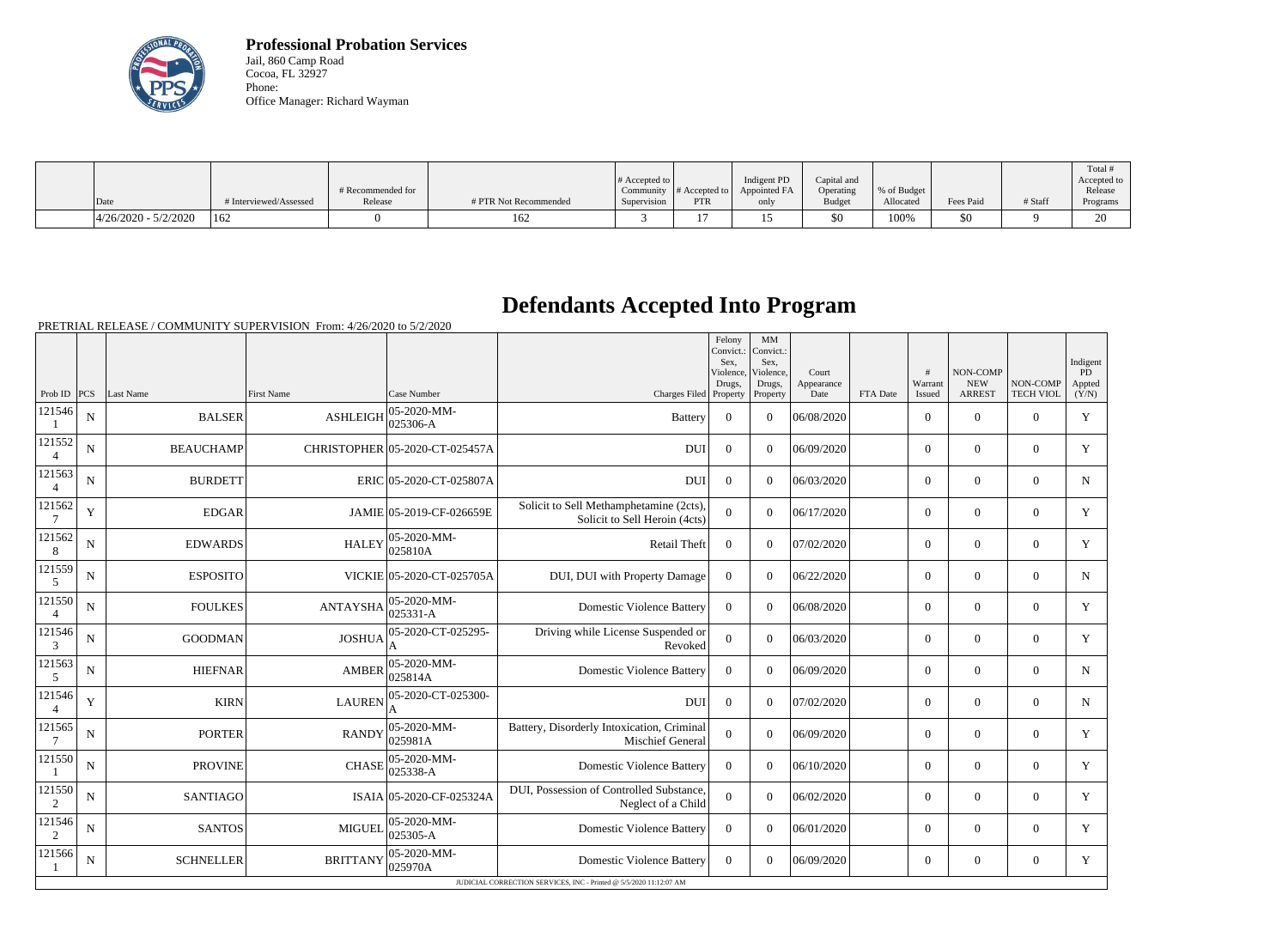**Professional Probation Services**
Jail, 860 Camp Road
Cocoa, FL 32927
Phone:
Office Manager: Richard Wayman

| Date | # Interviewed/Assessed | # Recommended for Release | # PTR Not Recommended | # Accepted to Community Supervision | # Accepted to PTR | Indigent PD Appointed FA only | Capital and Operating Budget | % of Budget Allocated | Fees Paid | # Staff | Total # Accepted to Release Programs |
|---|---|---|---|---|---|---|---|---|---|---|---|
| 4/26/2020 - 5/2/2020 | 162 | 0 | 162 | 3 | 17 | 15 | $0 | 100% | $0 | 9 | 20 |

# Defendants Accepted Into Program

PRETRIAL RELEASE / COMMUNITY SUPERVISION From: 4/26/2020 to 5/2/2020

| Prob ID | PCS | Last Name | First Name | Case Number | Charges Filed | Felony Convict.: Sex, Violence, Drugs, Property | MM Convict.: Sex, Violence, Drugs, Property | Court Appearance Date | FTA Date | # Warrant Issued | NON-COMP NEW ARREST | NON-COMP TECH VIOL | Indigent PD Appted (Y/N) |
|---|---|---|---|---|---|---|---|---|---|---|---|---|---|
| 1215461 | N | BALSER | ASHLEIGH | 05-2020-MM-025306-A | Battery | 0 | 0 | 06/08/2020 | | 0 | 0 | 0 | Y |
| 1215524 | N | BEAUCHAMP | CHRISTOPHER | 05-2020-CT-025457A | DUI | 0 | 0 | 06/09/2020 | | 0 | 0 | 0 | Y |
| 1215634 | N | BURDETT | ERIC | 05-2020-CT-025807A | DUI | 0 | 0 | 06/03/2020 | | 0 | 0 | 0 | N |
| 1215627 | Y | EDGAR | JAMIE | 05-2019-CF-026659E | Solicit to Sell Methamphetamine (2cts), Solicit to Sell Heroin (4cts) | 0 | 0 | 06/17/2020 | | 0 | 0 | 0 | Y |
| 1215628 | N | EDWARDS | HALEY | 05-2020-MM-025810A | Retail Theft | 0 | 0 | 07/02/2020 | | 0 | 0 | 0 | Y |
| 1215595 | N | ESPOSITO | VICKIE | 05-2020-CT-025705A | DUI, DUI with Property Damage | 0 | 0 | 06/22/2020 | | 0 | 0 | 0 | N |
| 1215504 | N | FOULKES | ANTAYSHA | 05-2020-MM-025331-A | Domestic Violence Battery | 0 | 0 | 06/08/2020 | | 0 | 0 | 0 | Y |
| 1215463 | N | GOODMAN | JOSHUA | 05-2020-CT-025295-A | Driving while License Suspended or Revoked | 0 | 0 | 06/03/2020 | | 0 | 0 | 0 | Y |
| 1215635 | N | HIEFNAR | AMBER | 05-2020-MM-025814A | Domestic Violence Battery | 0 | 0 | 06/09/2020 | | 0 | 0 | 0 | N |
| 1215464 | Y | KIRN | LAUREN | 05-2020-CT-025300-A | DUI | 0 | 0 | 07/02/2020 | | 0 | 0 | 0 | N |
| 1215657 | N | PORTER | RANDY | 05-2020-MM-025981A | Battery, Disorderly Intoxication, Criminal Mischief General | 0 | 0 | 06/09/2020 | | 0 | 0 | 0 | Y |
| 1215501 | N | PROVINE | CHASE | 05-2020-MM-025338-A | Domestic Violence Battery | 0 | 0 | 06/10/2020 | | 0 | 0 | 0 | Y |
| 1215502 | N | SANTIAGO | ISAIA | 05-2020-CF-025324A | DUI, Possession of Controlled Substance, Neglect of a Child | 0 | 0 | 06/02/2020 | | 0 | 0 | 0 | Y |
| 1215462 | N | SANTOS | MIGUEL | 05-2020-MM-025305-A | Domestic Violence Battery | 0 | 0 | 06/01/2020 | | 0 | 0 | 0 | Y |
| 1215661 | N | SCHNELLER | BRITTANY | 05-2020-MM-025970A | Domestic Violence Battery | 0 | 0 | 06/09/2020 | | 0 | 0 | 0 | Y |

JUDICIAL CORRECTION SERVICES, INC - Printed @ 5/5/2020 11:12:07 AM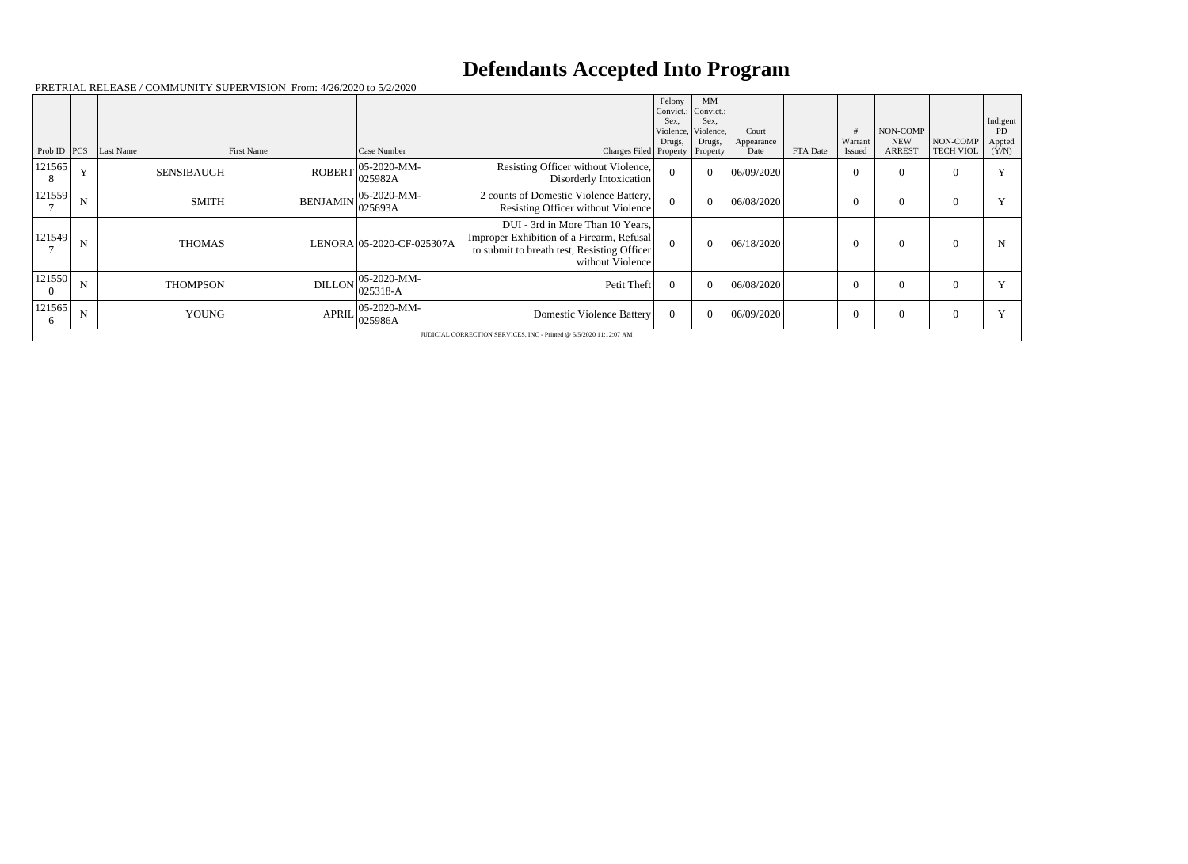# Defendants Accepted Into Program

PRETRIAL RELEASE / COMMUNITY SUPERVISION From: 4/26/2020 to 5/2/2020

| Prob ID | PCS | Last Name | First Name | Case Number | Charges Filed | Felony Convict.: Sex, Violence, Drugs, Property | MM Convict.: Sex, Violence, Drugs, Property | Court Appearance Date | FTA Date | # Warrant Issued | NON-COMP NEW ARREST | NON-COMP TECH VIOL | Indigent PD Appted (Y/N) |
|---|---|---|---|---|---|---|---|---|---|---|---|---|---|
| 1215658 | Y | SENSIBAUGH | ROBERT | 05-2020-MM-025982A | Resisting Officer without Violence, Disorderly Intoxication | 0 | 0 | 06/09/2020 | | 0 | 0 | 0 | Y |
| 1215597 | N | SMITH | BENJAMIN | 05-2020-MM-025693A | 2 counts of Domestic Violence Battery, Resisting Officer without Violence | 0 | 0 | 06/08/2020 | | 0 | 0 | 0 | Y |
| 1215497 | N | THOMAS | LENORA | 05-2020-CF-025307A | DUI - 3rd in More Than 10 Years, Improper Exhibition of a Firearm, Refusal to submit to breath test, Resisting Officer without Violence | 0 | 0 | 06/18/2020 | | 0 | 0 | 0 | N |
| 1215500 | N | THOMPSON | DILLON | 05-2020-MM-025318-A | Petit Theft | 0 | 0 | 06/08/2020 | | 0 | 0 | 0 | Y |
| 1215656 | N | YOUNG | APRIL | 05-2020-MM-025986A | Domestic Violence Battery | 0 | 0 | 06/09/2020 | | 0 | 0 | 0 | Y |

JUDICIAL CORRECTION SERVICES, INC - Printed @ 5/5/2020 11:12:07 AM